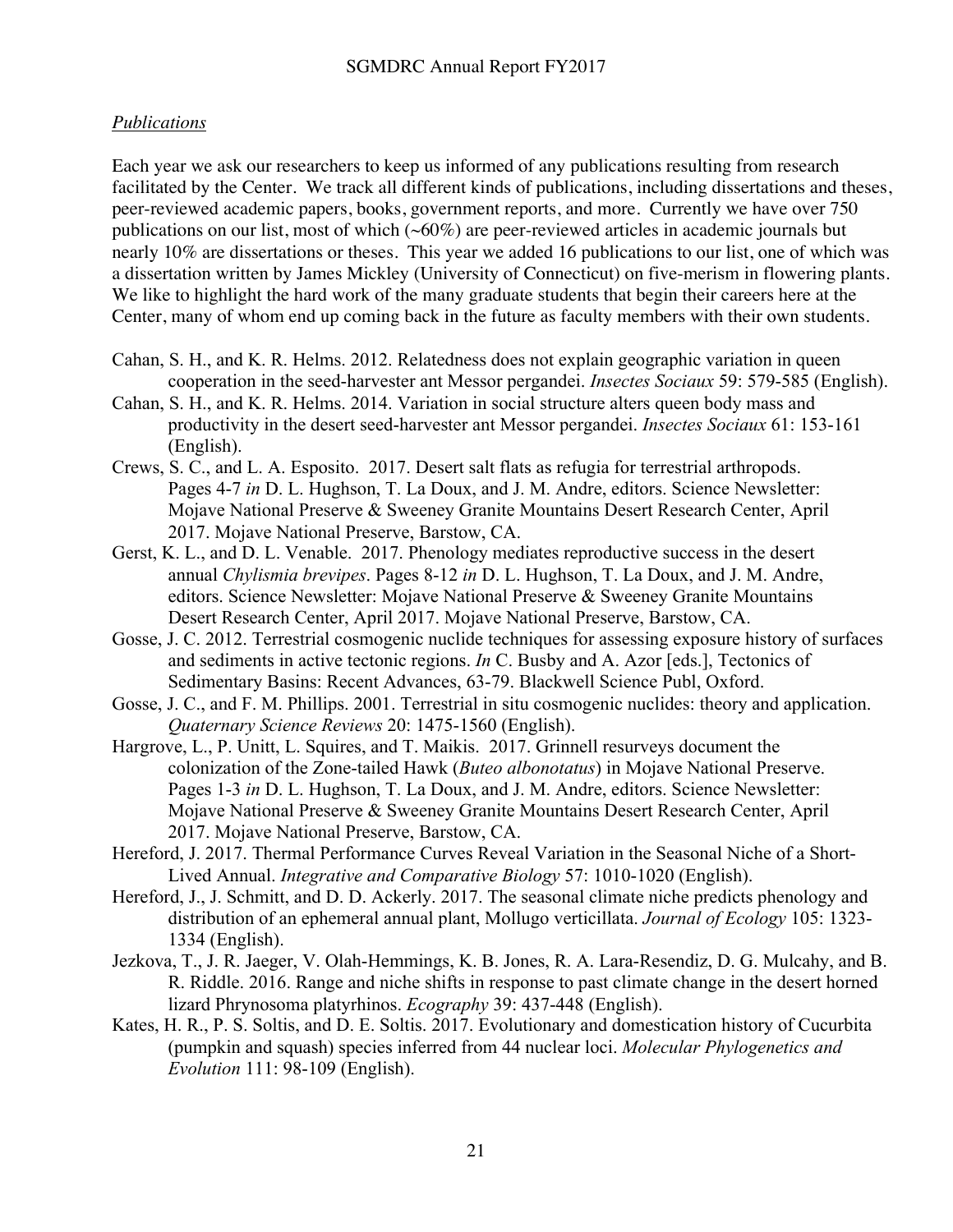## *Publications*

Each year we ask our researchers to keep us informed of any publications resulting from research facilitated by the Center. We track all different kinds of publications, including dissertations and theses, peer-reviewed academic papers, books, government reports, and more. Currently we have over 750 publications on our list, most of which (~60%) are peer-reviewed articles in academic journals but nearly 10% are dissertations or theses. This year we added 16 publications to our list, one of which was a dissertation written by James Mickley (University of Connecticut) on five-merism in flowering plants. We like to highlight the hard work of the many graduate students that begin their careers here at the Center, many of whom end up coming back in the future as faculty members with their own students.

Cahan, S. H., and K. R. Helms. 2012. Relatedness does not explain geographic variation in queen cooperation in the seed-harvester ant Messor pergandei. *Insectes Sociaux* 59: 579-585 (English).

Cahan, S. H., and K. R. Helms. 2014. Variation in social structure alters queen body mass and productivity in the desert seed-harvester ant Messor pergandei. *Insectes Sociaux* 61: 153-161 (English).

Crews, S. C., and L. A. Esposito. 2017. Desert salt flats as refugia for terrestrial arthropods. Pages 4-7 *in* D. L. Hughson, T. La Doux, and J. M. Andre, editors. Science Newsletter: Mojave National Preserve & Sweeney Granite Mountains Desert Research Center, April 2017. Mojave National Preserve, Barstow, CA.

Gerst, K. L., and D. L. Venable. 2017. Phenology mediates reproductive success in the desert annual *Chylismia brevipes*. Pages 8-12 *in* D. L. Hughson, T. La Doux, and J. M. Andre, editors. Science Newsletter: Mojave National Preserve & Sweeney Granite Mountains Desert Research Center, April 2017. Mojave National Preserve, Barstow, CA.

Gosse, J. C. 2012. Terrestrial cosmogenic nuclide techniques for assessing exposure history of surfaces and sediments in active tectonic regions. *In* C. Busby and A. Azor [eds.], Tectonics of Sedimentary Basins: Recent Advances, 63-79. Blackwell Science Publ, Oxford.

Gosse, J. C., and F. M. Phillips. 2001. Terrestrial in situ cosmogenic nuclides: theory and application. *Quaternary Science Reviews* 20: 1475-1560 (English).

Hargrove, L., P. Unitt, L. Squires, and T. Maikis. 2017. Grinnell resurveys document the colonization of the Zone-tailed Hawk (*Buteo albonotatus*) in Mojave National Preserve. Pages 1-3 *in* D. L. Hughson, T. La Doux, and J. M. Andre, editors. Science Newsletter: Mojave National Preserve & Sweeney Granite Mountains Desert Research Center, April 2017. Mojave National Preserve, Barstow, CA.

Hereford, J. 2017. Thermal Performance Curves Reveal Variation in the Seasonal Niche of a Short-Lived Annual. *Integrative and Comparative Biology* 57: 1010-1020 (English).

Hereford, J., J. Schmitt, and D. D. Ackerly. 2017. The seasonal climate niche predicts phenology and distribution of an ephemeral annual plant, Mollugo verticillata. *Journal of Ecology* 105: 1323-1334 (English).

Jezkova, T., J. R. Jaeger, V. Olah-Hemmings, K. B. Jones, R. A. Lara-Resendiz, D. G. Mulcahy, and B. R. Riddle. 2016. Range and niche shifts in response to past climate change in the desert horned lizard Phrynosoma platyrhinos. *Ecography* 39: 437-448 (English).

Kates, H. R., P. S. Soltis, and D. E. Soltis. 2017. Evolutionary and domestication history of Cucurbita (pumpkin and squash) species inferred from 44 nuclear loci. *Molecular Phylogenetics and Evolution* 111: 98-109 (English).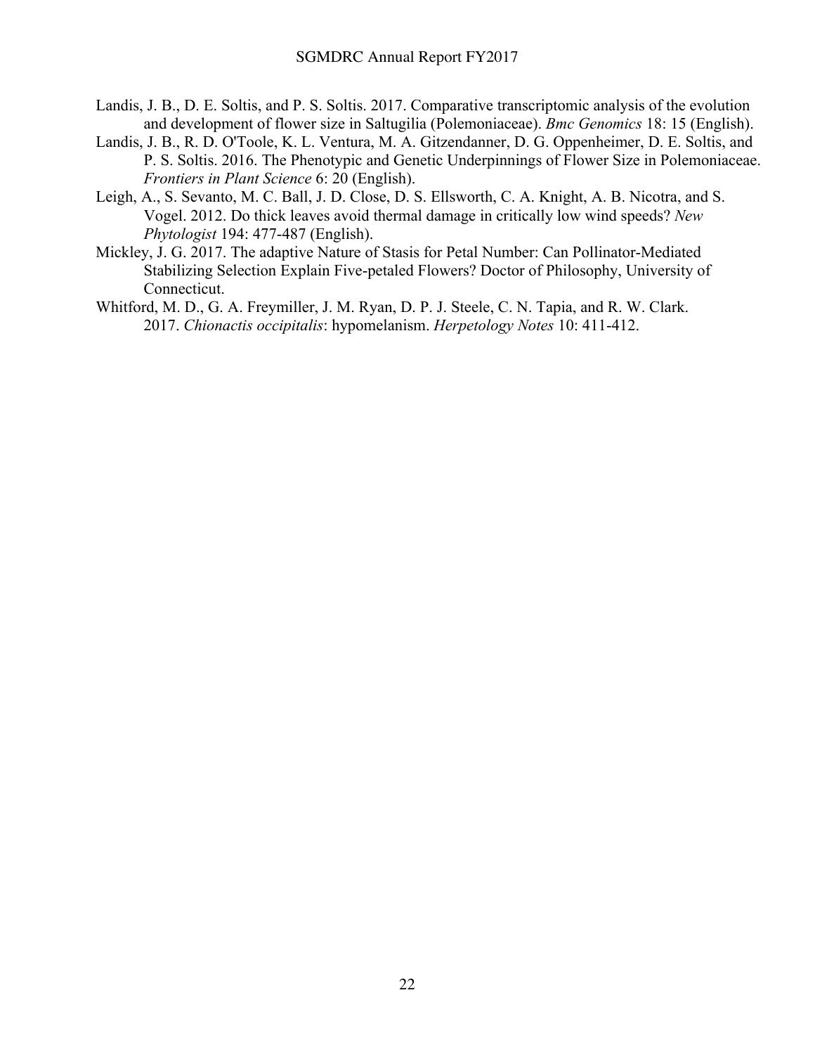Landis, J. B., D. E. Soltis, and P. S. Soltis. 2017. Comparative transcriptomic analysis of the evolution and development of flower size in Saltugilia (Polemoniaceae). *Bmc Genomics* 18: 15 (English).

Landis, J. B., R. D. O'Toole, K. L. Ventura, M. A. Gitzendanner, D. G. Oppenheimer, D. E. Soltis, and P. S. Soltis. 2016. The Phenotypic and Genetic Underpinnings of Flower Size in Polemoniaceae. *Frontiers in Plant Science* 6: 20 (English).

Leigh, A., S. Sevanto, M. C. Ball, J. D. Close, D. S. Ellsworth, C. A. Knight, A. B. Nicotra, and S. Vogel. 2012. Do thick leaves avoid thermal damage in critically low wind speeds? *New Phytologist* 194: 477-487 (English).

Mickley, J. G. 2017. The adaptive Nature of Stasis for Petal Number: Can Pollinator-Mediated Stabilizing Selection Explain Five-petaled Flowers? Doctor of Philosophy, University of Connecticut.

Whitford, M. D., G. A. Freymiller, J. M. Ryan, D. P. J. Steele, C. N. Tapia, and R. W. Clark. 2017. *Chionactis occipitalis*: hypomelanism. *Herpetology Notes* 10: 411-412.